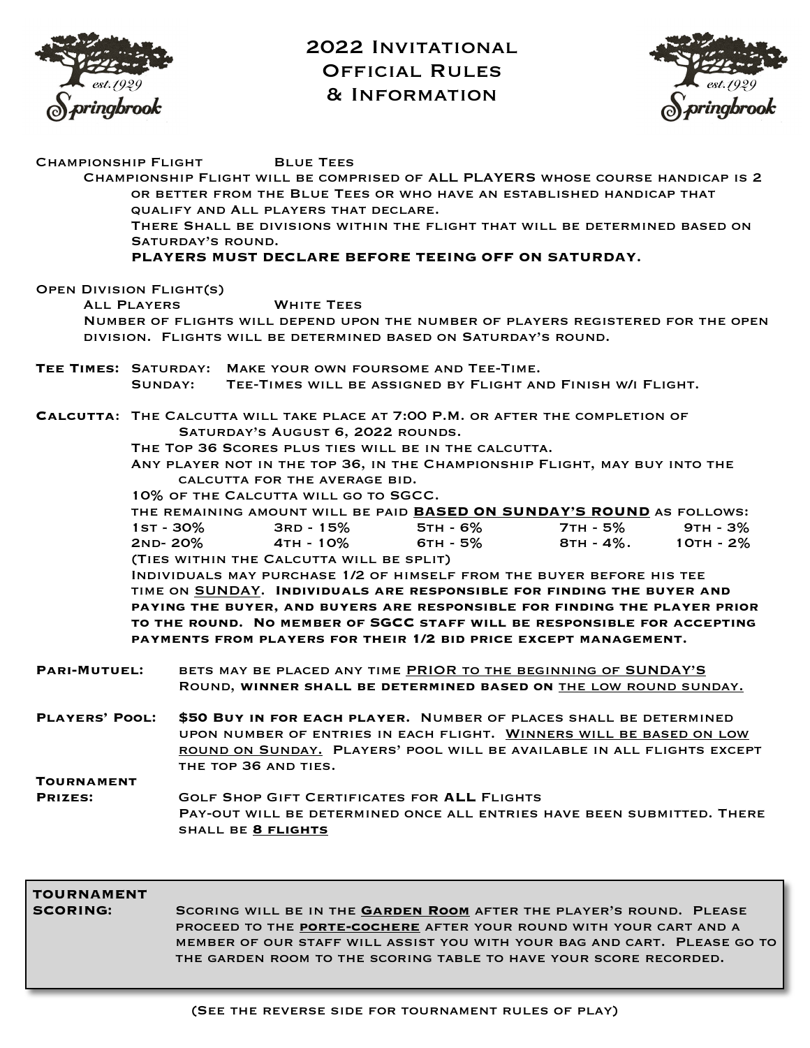# 2022 Invitational Official Rules & Information

**Championship Flight** Blue Tees

Championship Flight will be comprised of **ALL PLAYERS** whose course handicap is 2 or better from the Blue Tees or who have an established handicap that qualify and All players that declare.

There Shall be divisions within the flight that will be determined based on Saturday's round.

**PLAYERS MUST DECLARE BEFORE TEEING OFF ON SATURDAY.**

**Open Division Flight(s)**

All Players White Tees

Number of flights will depend upon the number of players registered for the open division. Flights will be determined based on Saturday's round.

**Tee Times:** Saturday: Make your own foursome and Tee-Time.
Sunday: Tee-Times will be assigned by Flight and Finish w/i Flight.

**Calcutta:** The Calcutta will take place at 7:00 P.M. or after the completion of Saturday's August 6, 2022 rounds.

The Top 36 Scores plus ties will be in the calcutta.

Any player not in the top 36, in the Championship Flight, may buy into the calcutta for the average bid.

10% of the Calcutta will go to SGCC.

the remaining amount will be paid **<u>BASED ON SUNDAY'S ROUND</u>** as follows:

| | | | | |
|---|---|---|---|---|
| 1st - 30% | 3rd - 15% | 5th - 6% | 7th - 5% | 9th - 3% |
| 2nd- 20% | 4th - 10% | 6th - 5% | 8th - 4%. | 10th - 2% |

(Ties within the Calcutta will be split)

Individuals may purchase 1/2 of himself from the buyer before his tee time on <u>SUNDAY</u>. **Individuals are responsible for finding the buyer and paying the buyer, and buyers are responsible for finding the player prior to the round. No member of SGCC staff will be responsible for accepting payments from players for their 1/2 bid price except management.**

**Pari-Mutuel:** bets may be placed any time <u>PRIOR to the beginning of SUNDAY'S</u> Round, **winner shall be determined based on** <u>the low round sunday.</u>

**Players' Pool:** **$50 Buy in for each player.** Number of places shall be determined upon number of entries in each flight. <u>Winners will be based on low round on Sunday.</u> Players' pool will be available in all flights except the top 36 and ties.

**Tournament Prizes:** Golf Shop Gift Certificates for **ALL** Flights

Pay-out will be determined once all entries have been submitted. There shall be **<u>8 flights</u>**

**TOURNAMENT SCORING:** Scoring will be in the **<u>Garden Room</u>** after the player's round. Please proceed to the **<u>porte-cochere</u>** after your round with your cart and a member of our staff will assist you with your bag and cart. Please go to the garden room to the scoring table to have your score recorded.

(See the reverse side for tournament rules of play)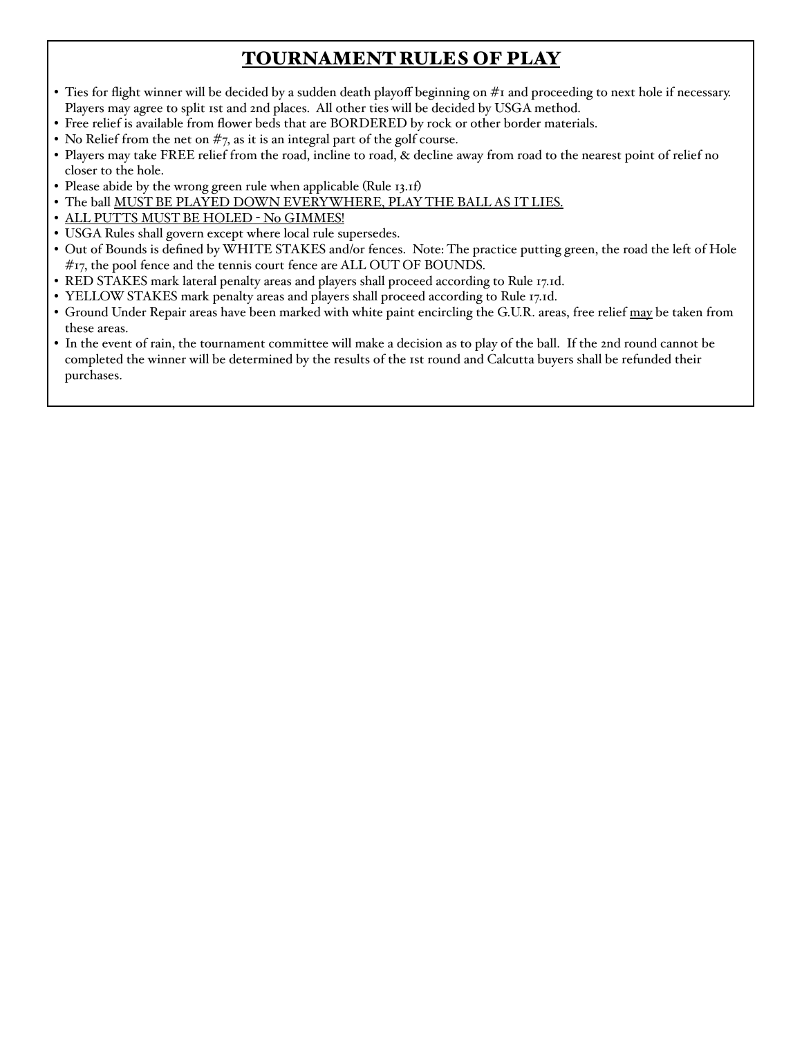## TOURNAMENT RULES OF PLAY

- Ties for flight winner will be decided by a sudden death playoff beginning on #1 and proceeding to next hole if necessary. Players may agree to split 1st and 2nd places. All other ties will be decided by USGA method.
- Free relief is available from flower beds that are BORDERED by rock or other border materials.
- No Relief from the net on #7, as it is an integral part of the golf course.
- Players may take FREE relief from the road, incline to road, & decline away from road to the nearest point of relief no closer to the hole.
- Please abide by the wrong green rule when applicable (Rule 13.1f)
- The ball MUST BE PLAYED DOWN EVERYWHERE, PLAY THE BALL AS IT LIES.
- ALL PUTTS MUST BE HOLED - No GIMMES!
- USGA Rules shall govern except where local rule supersedes.
- Out of Bounds is defined by WHITE STAKES and/or fences. Note: The practice putting green, the road the left of Hole #17, the pool fence and the tennis court fence are ALL OUT OF BOUNDS.
- RED STAKES mark lateral penalty areas and players shall proceed according to Rule 17.1d.
- YELLOW STAKES mark penalty areas and players shall proceed according to Rule 17.1d.
- Ground Under Repair areas have been marked with white paint encircling the G.U.R. areas, free relief may be taken from these areas.
- In the event of rain, the tournament committee will make a decision as to play of the ball. If the 2nd round cannot be completed the winner will be determined by the results of the 1st round and Calcutta buyers shall be refunded their purchases.